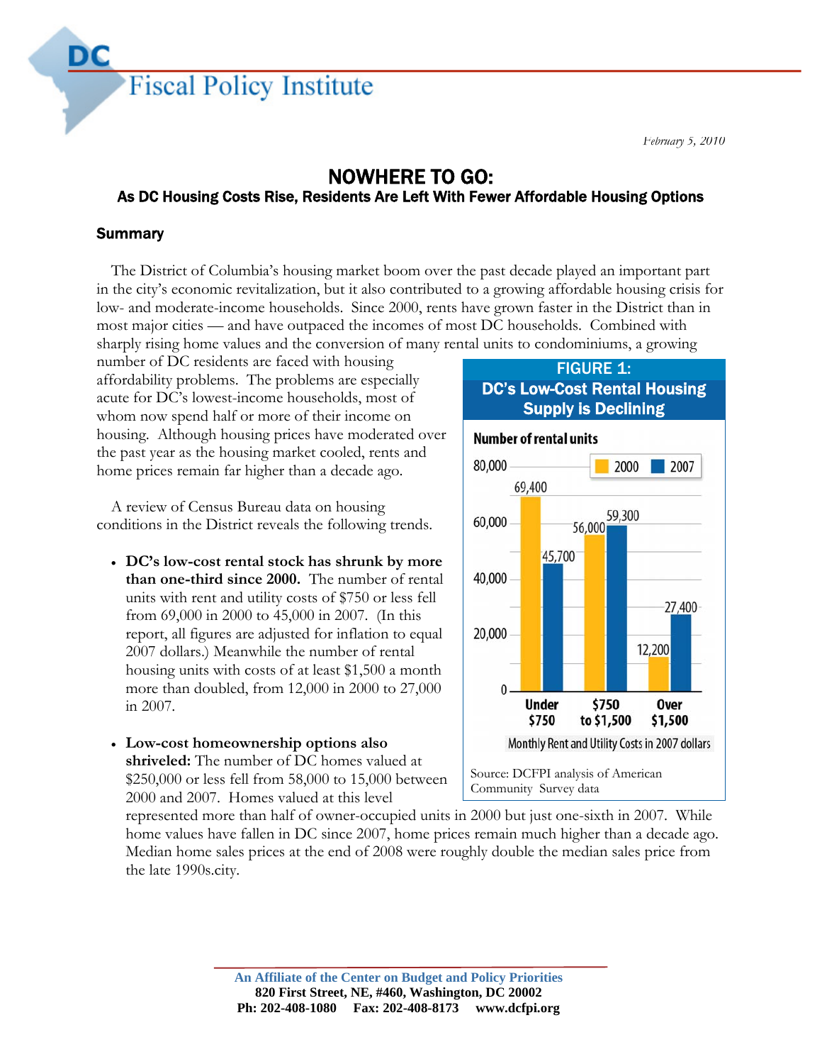DC Fiscal Policy Institute

*February 5, 2010*

# NOWHERE TO GO:

## As DC Housing Costs Rise, Residents Are Left With Fewer Affordable Housing Options

### Summary

The District of Columbia's housing market boom over the past decade played an important part in the city's economic revitalization, but it also contributed to a growing affordable housing crisis for low- and moderate-income households. Since 2000, rents have grown faster in the District than in most major cities — and have outpaced the incomes of most DC households. Combined with sharply rising home values and the conversion of many rental units to condominiums, a growing number of DC residents are faced with housing affordability problems. The problems are especially acute for DC's lowest-income households, most of whom now spend half or more of their income on housing. Although housing prices have moderated over the past year as the housing market cooled, rents and home prices remain far higher than a decade ago.

A review of Census Bureau data on housing conditions in the District reveals the following trends.

- **DC's low-cost rental stock has shrunk by more than one-third since 2000.** The number of rental units with rent and utility costs of $750 or less fell from 69,000 in 2000 to 45,000 in 2007. (In this report, all figures are adjusted for inflation to equal 2007 dollars.) Meanwhile the number of rental housing units with costs of at least $1,500 a month more than doubled, from 12,000 in 2000 to 27,000 in 2007.

- **Low-cost homeownership options also shriveled:** The number of DC homes valued at $250,000 or less fell from 58,000 to 15,000 between 2000 and 2007. Homes valued at this level represented more than half of owner-occupied units in 2000 but just one-sixth in 2007. While home values have fallen in DC since 2007, home prices remain much higher than a decade ago. Median home sales prices at the end of 2008 were roughly double the median sales price from the late 1990s.city.

**FIGURE 1: DC's Low-Cost Rental Housing Supply is Declining**

Number of rental units

| Monthly Rent and Utility Costs in 2007 dollars | 2000 | 2007 |
|---|---|---|
| Under $750 | 69,400 | 45,700 |
| $750 to $1,500 | 56,000 | 59,300 |
| Over $1,500 | 12,200 | 27,400 |

Source: DCFPI analysis of American Community Survey data

An Affiliate of the Center on Budget and Policy Priorities
820 First Street, NE, #460, Washington, DC 20002
Ph: 202-408-1080 Fax: 202-408-8173 www.dcfpi.org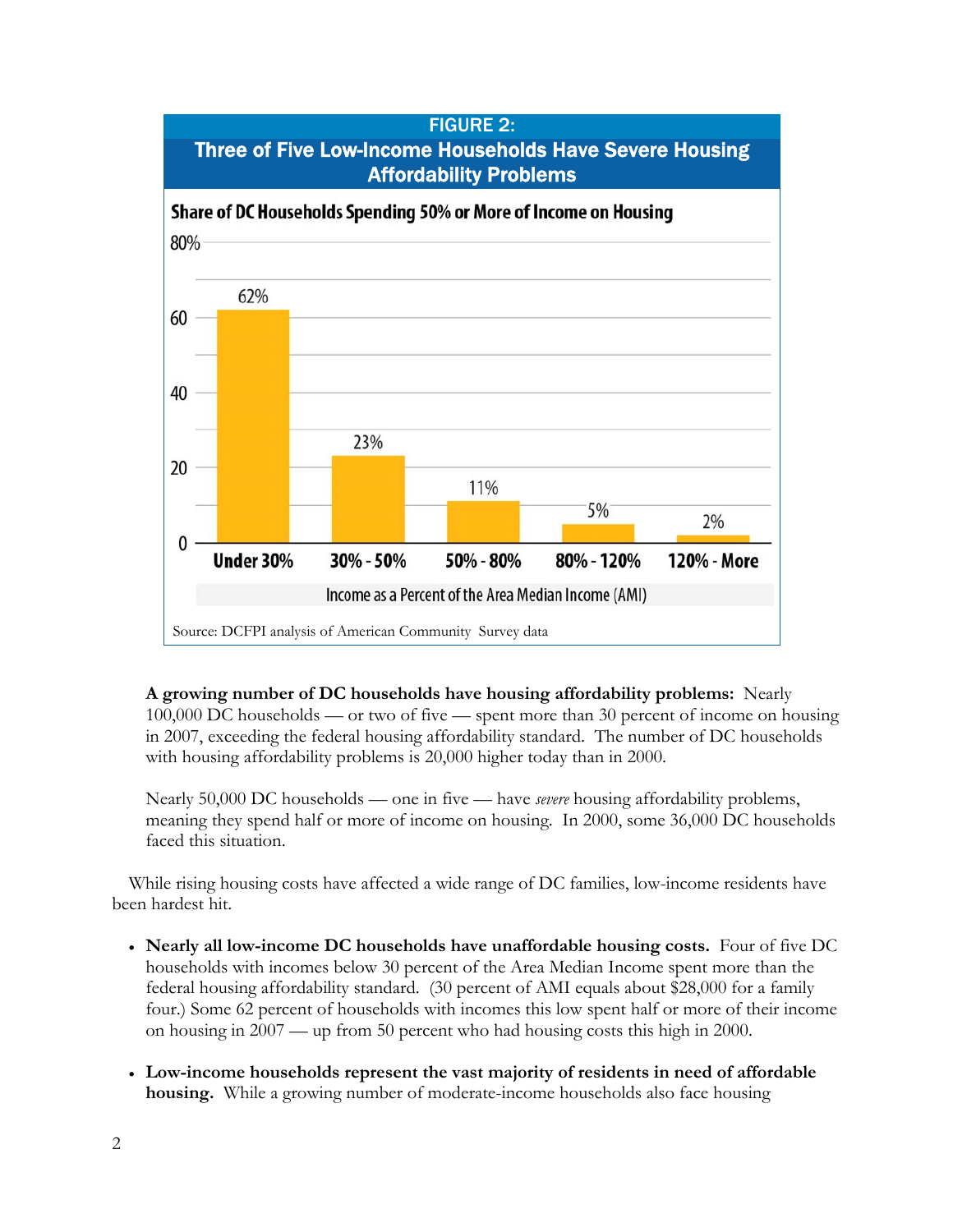**FIGURE 2:**
**Three of Five Low-Income Households Have Severe Housing Affordability Problems**

**Share of DC Households Spending 50% or More of Income on Housing**

| Income as a Percent of the Area Median Income (AMI) | Share |
|---|---|
| Under 30% | 62% |
| 30% - 50% | 23% |
| 50% - 80% | 11% |
| 80% - 120% | 5% |
| 120% - More | 2% |

Source: DCFPI analysis of American Community Survey data

**A growing number of DC households have housing affordability problems:** Nearly 100,000 DC households — or two of five — spent more than 30 percent of income on housing in 2007, exceeding the federal housing affordability standard. The number of DC households with housing affordability problems is 20,000 higher today than in 2000.

Nearly 50,000 DC households — one in five — have *severe* housing affordability problems, meaning they spend half or more of income on housing. In 2000, some 36,000 DC households faced this situation.

While rising housing costs have affected a wide range of DC families, low-income residents have been hardest hit.

- **Nearly all low-income DC households have unaffordable housing costs.** Four of five DC households with incomes below 30 percent of the Area Median Income spent more than the federal housing affordability standard. (30 percent of AMI equals about $28,000 for a family four.) Some 62 percent of households with incomes this low spent half or more of their income on housing in 2007 — up from 50 percent who had housing costs this high in 2000.

- **Low-income households represent the vast majority of residents in need of affordable housing.** While a growing number of moderate-income households also face housing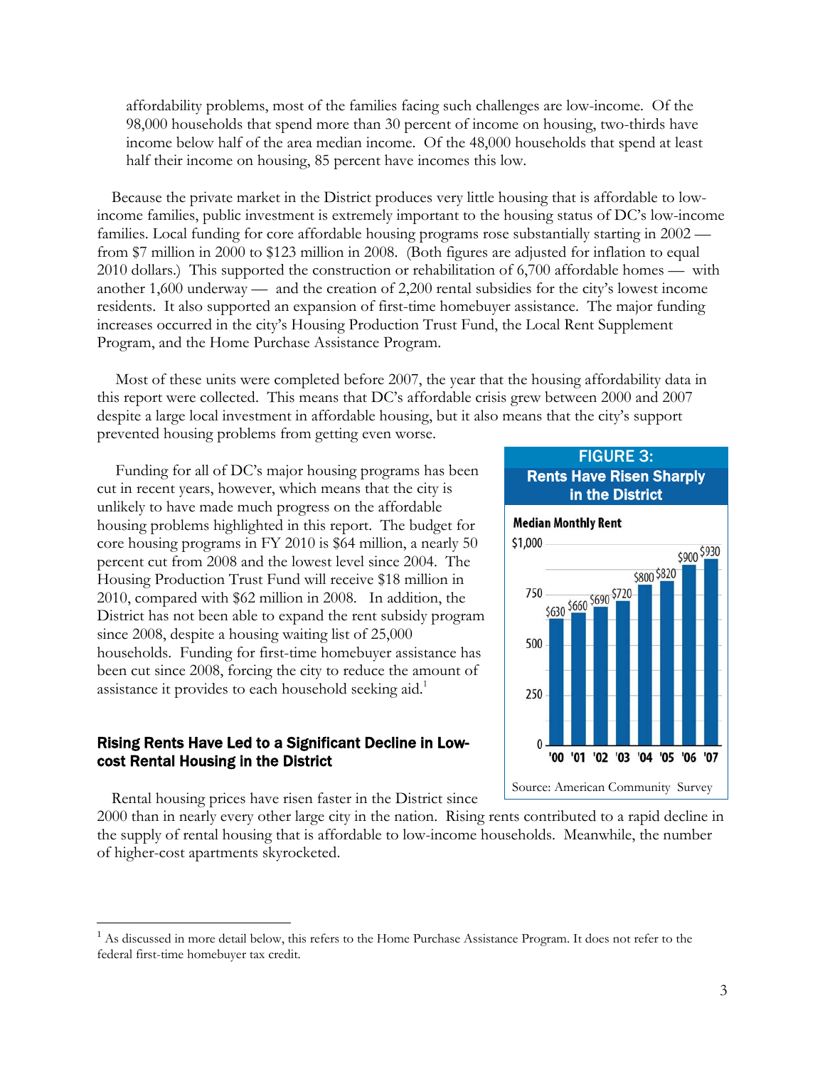affordability problems, most of the families facing such challenges are low-income. Of the 98,000 households that spend more than 30 percent of income on housing, two-thirds have income below half of the area median income. Of the 48,000 households that spend at least half their income on housing, 85 percent have incomes this low.

Because the private market in the District produces very little housing that is affordable to low-income families, public investment is extremely important to the housing status of DC's low-income families. Local funding for core affordable housing programs rose substantially starting in 2002 — from $7 million in 2000 to $123 million in 2008. (Both figures are adjusted for inflation to equal 2010 dollars.) This supported the construction or rehabilitation of 6,700 affordable homes — with another 1,600 underway — and the creation of 2,200 rental subsidies for the city's lowest income residents. It also supported an expansion of first-time homebuyer assistance. The major funding increases occurred in the city's Housing Production Trust Fund, the Local Rent Supplement Program, and the Home Purchase Assistance Program.

Most of these units were completed before 2007, the year that the housing affordability data in this report were collected. This means that DC's affordable crisis grew between 2000 and 2007 despite a large local investment in affordable housing, but it also means that the city's support prevented housing problems from getting even worse.

Funding for all of DC's major housing programs has been cut in recent years, however, which means that the city is unlikely to have made much progress on the affordable housing problems highlighted in this report. The budget for core housing programs in FY 2010 is $64 million, a nearly 50 percent cut from 2008 and the lowest level since 2004. The Housing Production Trust Fund will receive $18 million in 2010, compared with $62 million in 2008. In addition, the District has not been able to expand the rent subsidy program since 2008, despite a housing waiting list of 25,000 households. Funding for first-time homebuyer assistance has been cut since 2008, forcing the city to reduce the amount of assistance it provides to each household seeking aid.[1]

**FIGURE 3: Rents Have Risen Sharply in the District**

Median Monthly Rent

| Year | '00 | '01 | '02 | '03 | '04 | '05 | '06 | '07 |
|---|---|---|---|---|---|---|---|---|
| Median Monthly Rent | $630 | $660 | $690 | $720 | $800 | $820 | $900 | $930 |

Source: American Community Survey

### Rising Rents Have Led to a Significant Decline in Low-cost Rental Housing in the District

Rental housing prices have risen faster in the District since 2000 than in nearly every other large city in the nation. Rising rents contributed to a rapid decline in the supply of rental housing that is affordable to low-income households. Meanwhile, the number of higher-cost apartments skyrocketed.

---

[1] As discussed in more detail below, this refers to the Home Purchase Assistance Program. It does not refer to the federal first-time homebuyer tax credit.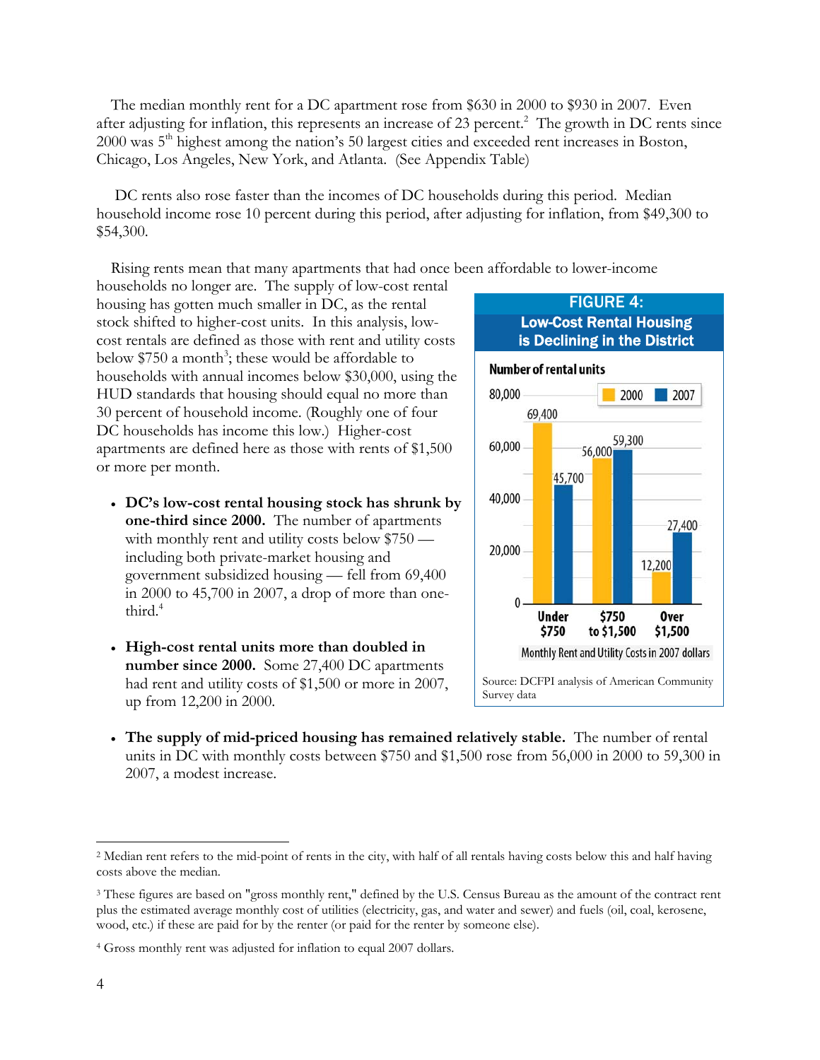The median monthly rent for a DC apartment rose from $630 in 2000 to $930 in 2007. Even after adjusting for inflation, this represents an increase of 23 percent.[2] The growth in DC rents since 2000 was 5th highest among the nation's 50 largest cities and exceeded rent increases in Boston, Chicago, Los Angeles, New York, and Atlanta. (See Appendix Table)

DC rents also rose faster than the incomes of DC households during this period. Median household income rose 10 percent during this period, after adjusting for inflation, from $49,300 to $54,300.

Rising rents mean that many apartments that had once been affordable to lower-income households no longer are. The supply of low-cost rental housing has gotten much smaller in DC, as the rental stock shifted to higher-cost units. In this analysis, low-cost rentals are defined as those with rent and utility costs below $750 a month[3]; these would be affordable to households with annual incomes below $30,000, using the HUD standards that housing should equal no more than 30 percent of household income. (Roughly one of four DC households has income this low.) Higher-cost apartments are defined here as those with rents of $1,500 or more per month.

**FIGURE 4: Low-Cost Rental Housing is Declining in the District**

Number of rental units

| Monthly Rent and Utility Costs in 2007 dollars | 2000 | 2007 |
|---|---|---|
| Under $750 | 69,400 | 45,700 |
| $750 to $1,500 | 56,000 | 59,300 |
| Over $1,500 | 12,200 | 27,400 |

Source: DCFPI analysis of American Community Survey data

- **DC's low-cost rental housing stock has shrunk by one-third since 2000.** The number of apartments with monthly rent and utility costs below $750 — including both private-market housing and government subsidized housing — fell from 69,400 in 2000 to 45,700 in 2007, a drop of more than one-third.[4]

- **High-cost rental units more than doubled in number since 2000.** Some 27,400 DC apartments had rent and utility costs of $1,500 or more in 2007, up from 12,200 in 2000.

- **The supply of mid-priced housing has remained relatively stable.** The number of rental units in DC with monthly costs between $750 and $1,500 rose from 56,000 in 2000 to 59,300 in 2007, a modest increase.

---

[2] Median rent refers to the mid-point of rents in the city, with half of all rentals having costs below this and half having costs above the median.

[3] These figures are based on "gross monthly rent," defined by the U.S. Census Bureau as the amount of the contract rent plus the estimated average monthly cost of utilities (electricity, gas, and water and sewer) and fuels (oil, coal, kerosene, wood, etc.) if these are paid for by the renter (or paid for the renter by someone else).

[4] Gross monthly rent was adjusted for inflation to equal 2007 dollars.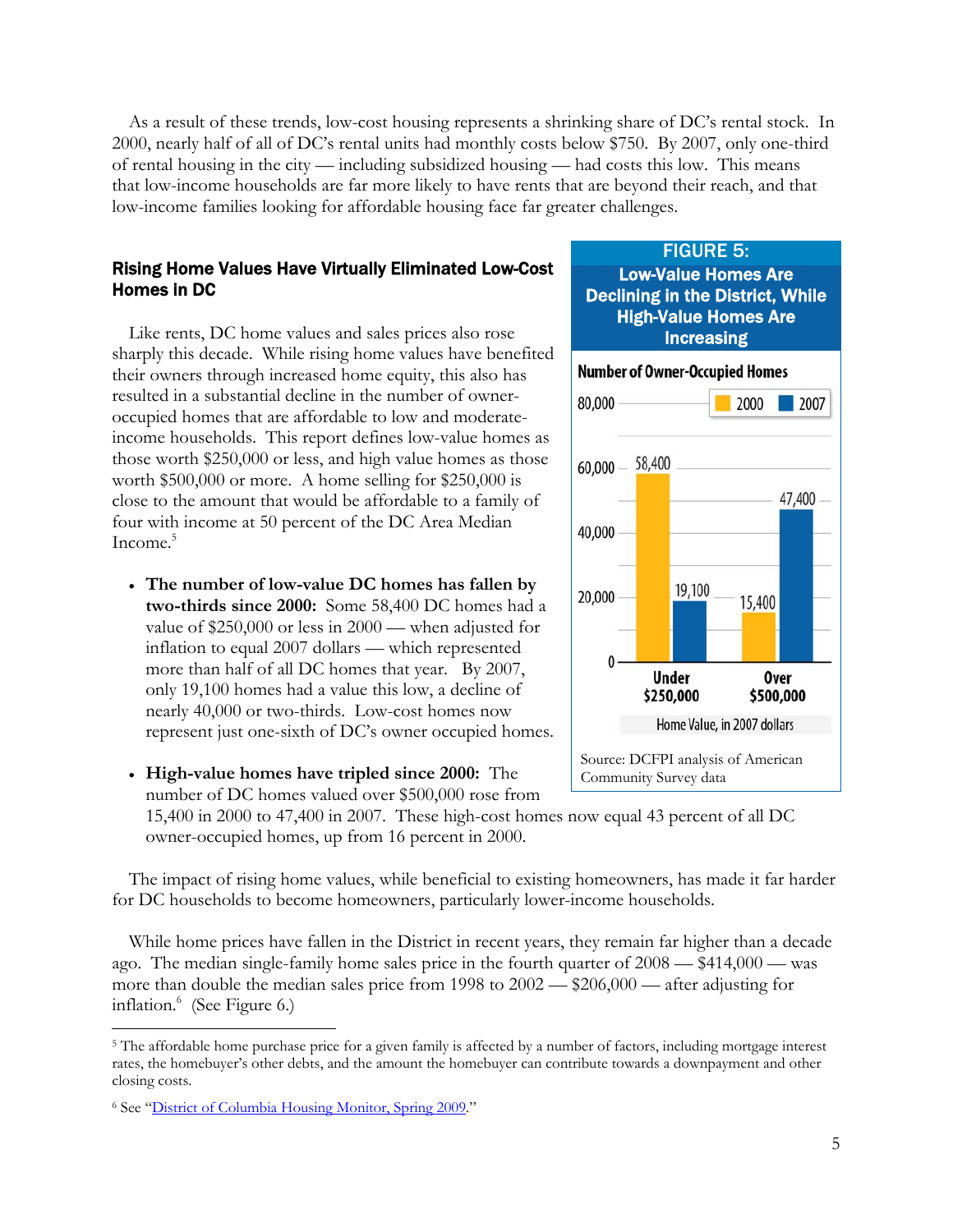As a result of these trends, low-cost housing represents a shrinking share of DC's rental stock. In 2000, nearly half of all of DC's rental units had monthly costs below $750. By 2007, only one-third of rental housing in the city — including subsidized housing — had costs this low. This means that low-income households are far more likely to have rents that are beyond their reach, and that low-income families looking for affordable housing face far greater challenges.

### Rising Home Values Have Virtually Eliminated Low-Cost Homes in DC

Like rents, DC home values and sales prices also rose sharply this decade. While rising home values have benefited their owners through increased home equity, this also has resulted in a substantial decline in the number of owner-occupied homes that are affordable to low and moderate-income households. This report defines low-value homes as those worth $250,000 or less, and high value homes as those worth $500,000 or more. A home selling for $250,000 is close to the amount that would be affordable to a family of four with income at 50 percent of the DC Area Median Income.[5]

- **The number of low-value DC homes has fallen by two-thirds since 2000:** Some 58,400 DC homes had a value of $250,000 or less in 2000 — when adjusted for inflation to equal 2007 dollars — which represented more than half of all DC homes that year. By 2007, only 19,100 homes had a value this low, a decline of nearly 40,000 or two-thirds. Low-cost homes now represent just one-sixth of DC's owner occupied homes.

- **High-value homes have tripled since 2000:** The number of DC homes valued over $500,000 rose from 15,400 in 2000 to 47,400 in 2007. These high-cost homes now equal 43 percent of all DC owner-occupied homes, up from 16 percent in 2000.

**FIGURE 5: Low-Value Homes Are Declining in the District, While High-Value Homes Are Increasing**

Number of Owner-Occupied Homes

| Home Value, in 2007 dollars | 2000 | 2007 |
|---|---|---|
| Under $250,000 | 58,400 | 19,100 |
| Over $500,000 | 15,400 | 47,400 |

Source: DCFPI analysis of American Community Survey data

The impact of rising home values, while beneficial to existing homeowners, has made it far harder for DC households to become homeowners, particularly lower-income households.

While home prices have fallen in the District in recent years, they remain far higher than a decade ago. The median single-family home sales price in the fourth quarter of 2008 — $414,000 — was more than double the median sales price from 1998 to 2002 — $206,000 — after adjusting for inflation.[6] (See Figure 6.)

---

[5] The affordable home purchase price for a given family is affected by a number of factors, including mortgage interest rates, the homebuyer's other debts, and the amount the homebuyer can contribute towards a downpayment and other closing costs.

[6] See "District of Columbia Housing Monitor, Spring 2009."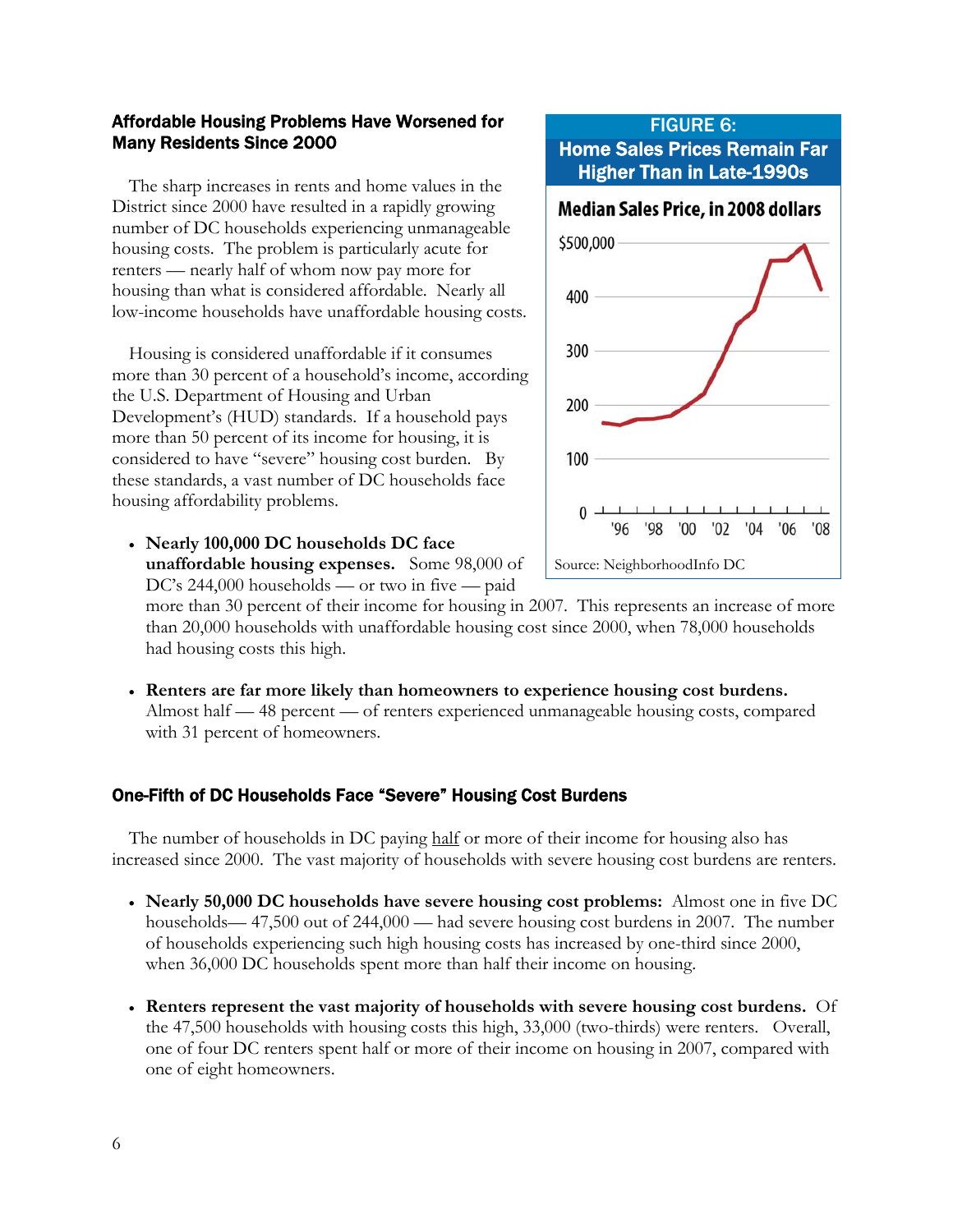### Affordable Housing Problems Have Worsened for Many Residents Since 2000

The sharp increases in rents and home values in the District since 2000 have resulted in a rapidly growing number of DC households experiencing unmanageable housing costs. The problem is particularly acute for renters — nearly half of whom now pay more for housing than what is considered affordable. Nearly all low-income households have unaffordable housing costs.

Housing is considered unaffordable if it consumes more than 30 percent of a household's income, according the U.S. Department of Housing and Urban Development's (HUD) standards. If a household pays more than 50 percent of its income for housing, it is considered to have "severe" housing cost burden. By these standards, a vast number of DC households face housing affordability problems.

FIGURE 6:
Home Sales Prices Remain Far Higher Than in Late-1990s

Median Sales Price, in 2008 dollars

Source: NeighborhoodInfo DC

- **Nearly 100,000 DC households DC face unaffordable housing expenses.** Some 98,000 of DC's 244,000 households — or two in five — paid more than 30 percent of their income for housing in 2007. This represents an increase of more than 20,000 households with unaffordable housing cost since 2000, when 78,000 households had housing costs this high.

- **Renters are far more likely than homeowners to experience housing cost burdens.** Almost half — 48 percent — of renters experienced unmanageable housing costs, compared with 31 percent of homeowners.

### One-Fifth of DC Households Face "Severe" Housing Cost Burdens

The number of households in DC paying half or more of their income for housing also has increased since 2000. The vast majority of households with severe housing cost burdens are renters.

- **Nearly 50,000 DC households have severe housing cost problems:** Almost one in five DC households— 47,500 out of 244,000 — had severe housing cost burdens in 2007. The number of households experiencing such high housing costs has increased by one-third since 2000, when 36,000 DC households spent more than half their income on housing.

- **Renters represent the vast majority of households with severe housing cost burdens.** Of the 47,500 households with housing costs this high, 33,000 (two-thirds) were renters. Overall, one of four DC renters spent half or more of their income on housing in 2007, compared with one of eight homeowners.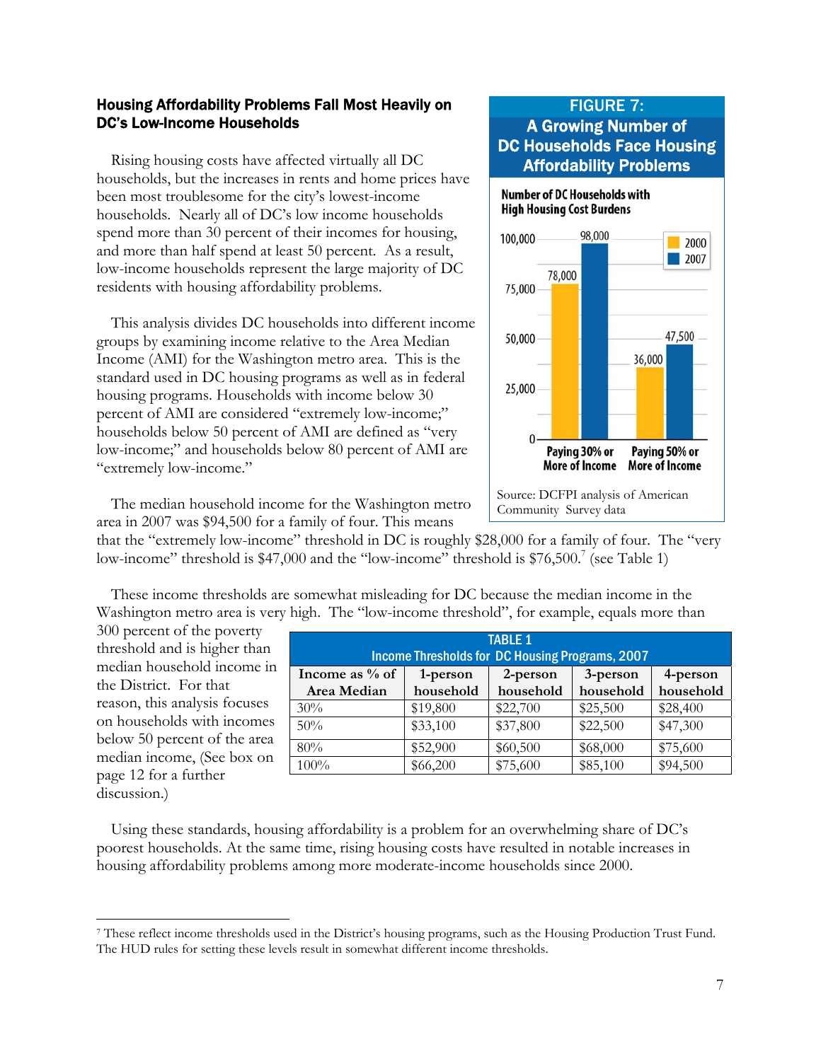## Housing Affordability Problems Fall Most Heavily on DC's Low-Income Households

Rising housing costs have affected virtually all DC households, but the increases in rents and home prices have been most troublesome for the city's lowest-income households. Nearly all of DC's low income households spend more than 30 percent of their incomes for housing, and more than half spend at least 50 percent. As a result, low-income households represent the large majority of DC residents with housing affordability problems.

This analysis divides DC households into different income groups by examining income relative to the Area Median Income (AMI) for the Washington metro area. This is the standard used in DC housing programs as well as in federal housing programs. Households with income below 30 percent of AMI are considered "extremely low-income;" households below 50 percent of AMI are defined as "very low-income;" and households below 80 percent of AMI are "extremely low-income."

**FIGURE 7: A Growing Number of DC Households Face Housing Affordability Problems**

Number of DC Households with High Housing Cost Burdens

| | 2000 | 2007 |
|---|---|---|
| Paying 30% or More of Income | 78,000 | 98,000 |
| Paying 50% or More of Income | 36,000 | 47,500 |

Source: DCFPI analysis of American Community Survey data

The median household income for the Washington metro area in 2007 was $94,500 for a family of four. This means that the "extremely low-income" threshold in DC is roughly $28,000 for a family of four. The "very low-income" threshold is $47,000 and the "low-income" threshold is $76,500.[7] (see Table 1)

These income thresholds are somewhat misleading for DC because the median income in the Washington metro area is very high. The "low-income threshold", for example, equals more than 300 percent of the poverty threshold and is higher than median household income in the District. For that reason, this analysis focuses on households with incomes below 50 percent of the area median income, (See box on page 12 for a further discussion.)

**TABLE 1**
**Income Thresholds for DC Housing Programs, 2007**

| Income as % of Area Median | 1-person household | 2-person household | 3-person household | 4-person household |
|---|---|---|---|---|
| 30% | $19,800 | $22,700 | $25,500 | $28,400 |
| 50% | $33,100 | $37,800 | $22,500 | $47,300 |
| 80% | $52,900 | $60,500 | $68,000 | $75,600 |
| 100% | $66,200 | $75,600 | $85,100 | $94,500 |

Using these standards, housing affordability is a problem for an overwhelming share of DC's poorest households. At the same time, rising housing costs have resulted in notable increases in housing affordability problems among more moderate-income households since 2000.

---

[7] These reflect income thresholds used in the District's housing programs, such as the Housing Production Trust Fund. The HUD rules for setting these levels result in somewhat different income thresholds.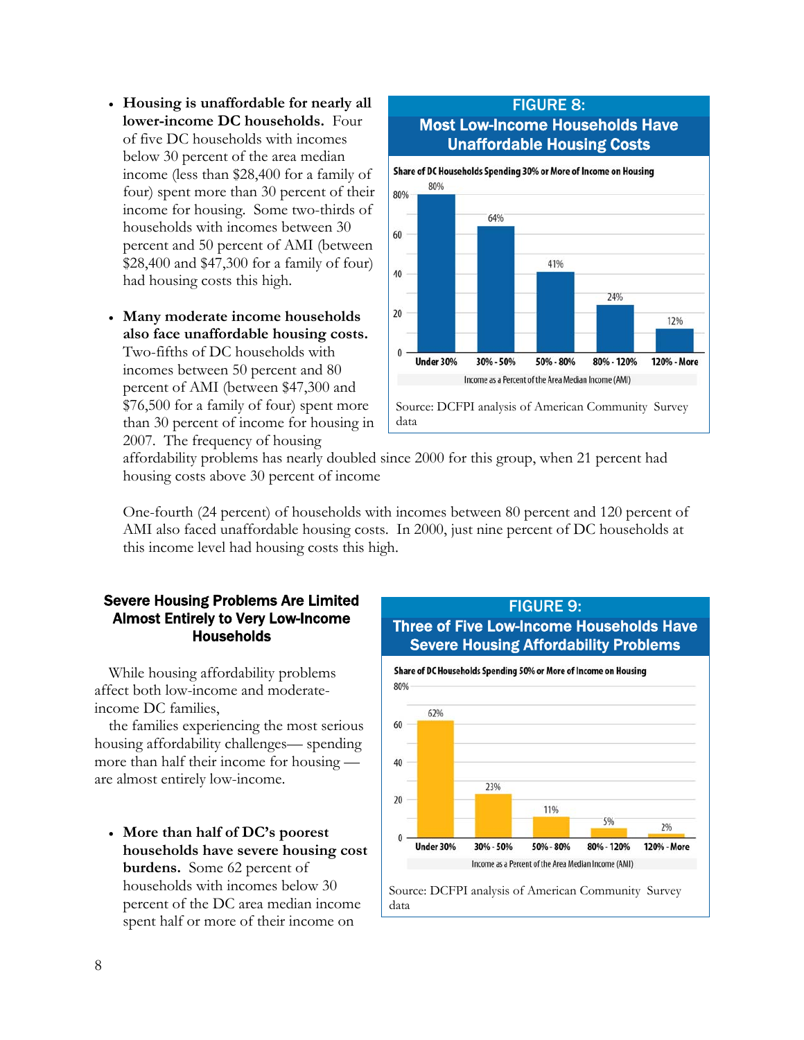- **Housing is unaffordable for nearly all lower-income DC households.** Four of five DC households with incomes below 30 percent of the area median income (less than $28,400 for a family of four) spent more than 30 percent of their income for housing. Some two-thirds of households with incomes between 30 percent and 50 percent of AMI (between $28,400 and $47,300 for a family of four) had housing costs this high.

- **Many moderate income households also face unaffordable housing costs.** Two-fifths of DC households with incomes between 50 percent and 80 percent of AMI (between $47,300 and $76,500 for a family of four) spent more than 30 percent of income for housing in 2007. The frequency of housing affordability problems has nearly doubled since 2000 for this group, when 21 percent had housing costs above 30 percent of income

  One-fourth (24 percent) of households with incomes between 80 percent and 120 percent of AMI also faced unaffordable housing costs. In 2000, just nine percent of DC households at this income level had housing costs this high.

**FIGURE 8: Most Low-Income Households Have Unaffordable Housing Costs**

Share of DC Households Spending 30% or More of Income on Housing

| Income as a Percent of the Area Median Income (AMI) | Share |
|---|---|
| Under 30% | 80% |
| 30% - 50% | 64% |
| 50% - 80% | 41% |
| 80% - 120% | 24% |
| 120% - More | 12% |

Source: DCFPI analysis of American Community Survey data

## Severe Housing Problems Are Limited Almost Entirely to Very Low-Income Households

While housing affordability problems affect both low-income and moderate-income DC families,

the families experiencing the most serious housing affordability challenges— spending more than half their income for housing — are almost entirely low-income.

- **More than half of DC's poorest households have severe housing cost burdens.** Some 62 percent of households with incomes below 30 percent of the DC area median income spent half or more of their income on

**FIGURE 9: Three of Five Low-Income Households Have Severe Housing Affordability Problems**

Share of DC Households Spending 50% or More of Income on Housing

| Income as a Percent of the Area Median Income (AMI) | Share |
|---|---|
| Under 30% | 62% |
| 30% - 50% | 23% |
| 50% - 80% | 11% |
| 80% - 120% | 5% |
| 120% - More | 2% |

Source: DCFPI analysis of American Community Survey data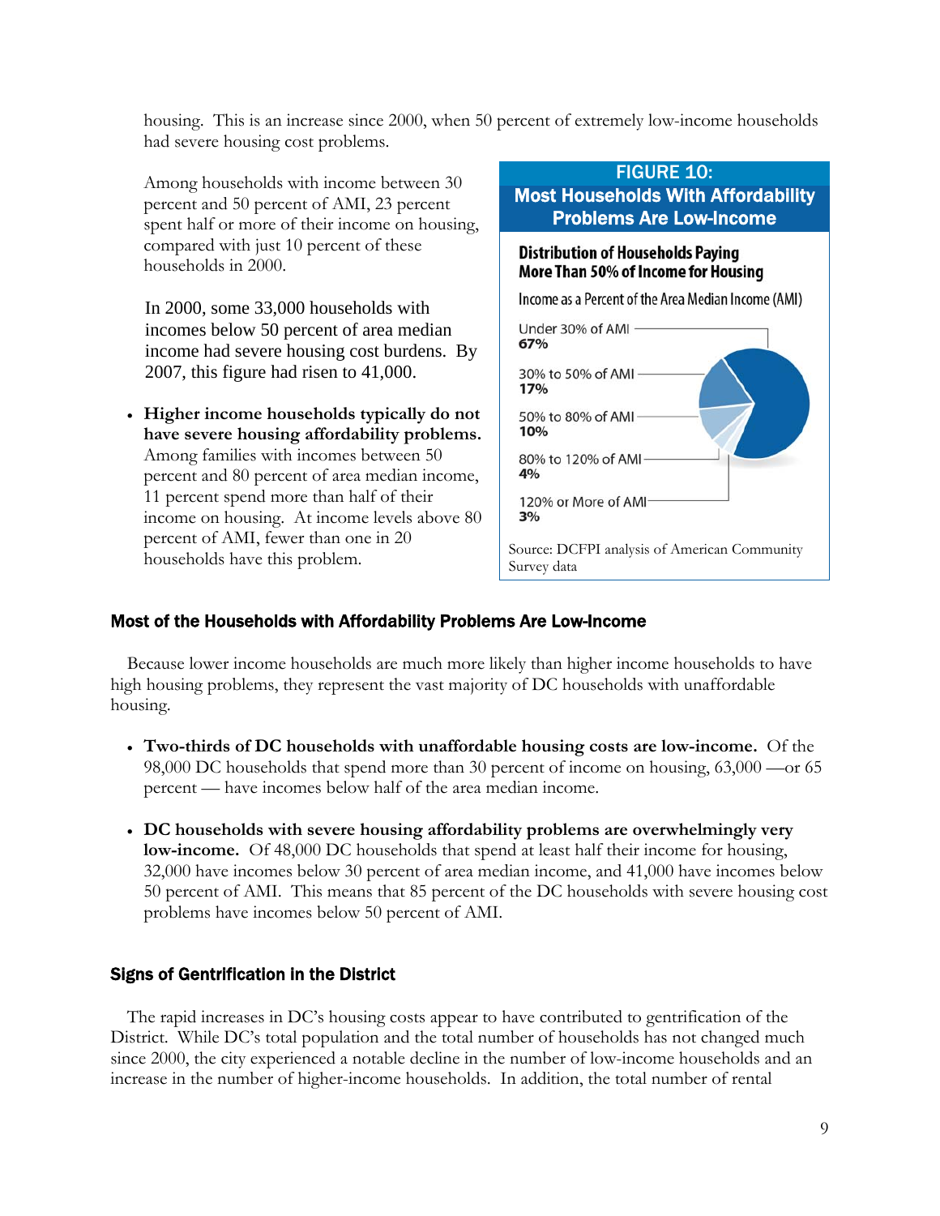housing. This is an increase since 2000, when 50 percent of extremely low-income households had severe housing cost problems.

Among households with income between 30 percent and 50 percent of AMI, 23 percent spent half or more of their income on housing, compared with just 10 percent of these households in 2000.

In 2000, some 33,000 households with incomes below 50 percent of area median income had severe housing cost burdens. By 2007, this figure had risen to 41,000.

- **Higher income households typically do not have severe housing affordability problems.** Among families with incomes between 50 percent and 80 percent of area median income, 11 percent spend more than half of their income on housing. At income levels above 80 percent of AMI, fewer than one in 20 households have this problem.

**FIGURE 10: Most Households With Affordability Problems Are Low-Income**

**Distribution of Households Paying More Than 50% of Income for Housing**

Income as a Percent of the Area Median Income (AMI)

| Income level | Share |
|---|---|
| Under 30% of AMI | 67% |
| 30% to 50% of AMI | 17% |
| 50% to 80% of AMI | 10% |
| 80% to 120% of AMI | 4% |
| 120% or More of AMI | 3% |

Source: DCFPI analysis of American Community Survey data

## Most of the Households with Affordability Problems Are Low-Income

Because lower income households are much more likely than higher income households to have high housing problems, they represent the vast majority of DC households with unaffordable housing.

- **Two-thirds of DC households with unaffordable housing costs are low-income.** Of the 98,000 DC households that spend more than 30 percent of income on housing, 63,000 —or 65 percent — have incomes below half of the area median income.

- **DC households with severe housing affordability problems are overwhelmingly very low-income.** Of 48,000 DC households that spend at least half their income for housing, 32,000 have incomes below 30 percent of area median income, and 41,000 have incomes below 50 percent of AMI. This means that 85 percent of the DC households with severe housing cost problems have incomes below 50 percent of AMI.

## Signs of Gentrification in the District

The rapid increases in DC's housing costs appear to have contributed to gentrification of the District. While DC's total population and the total number of households has not changed much since 2000, the city experienced a notable decline in the number of low-income households and an increase in the number of higher-income households. In addition, the total number of rental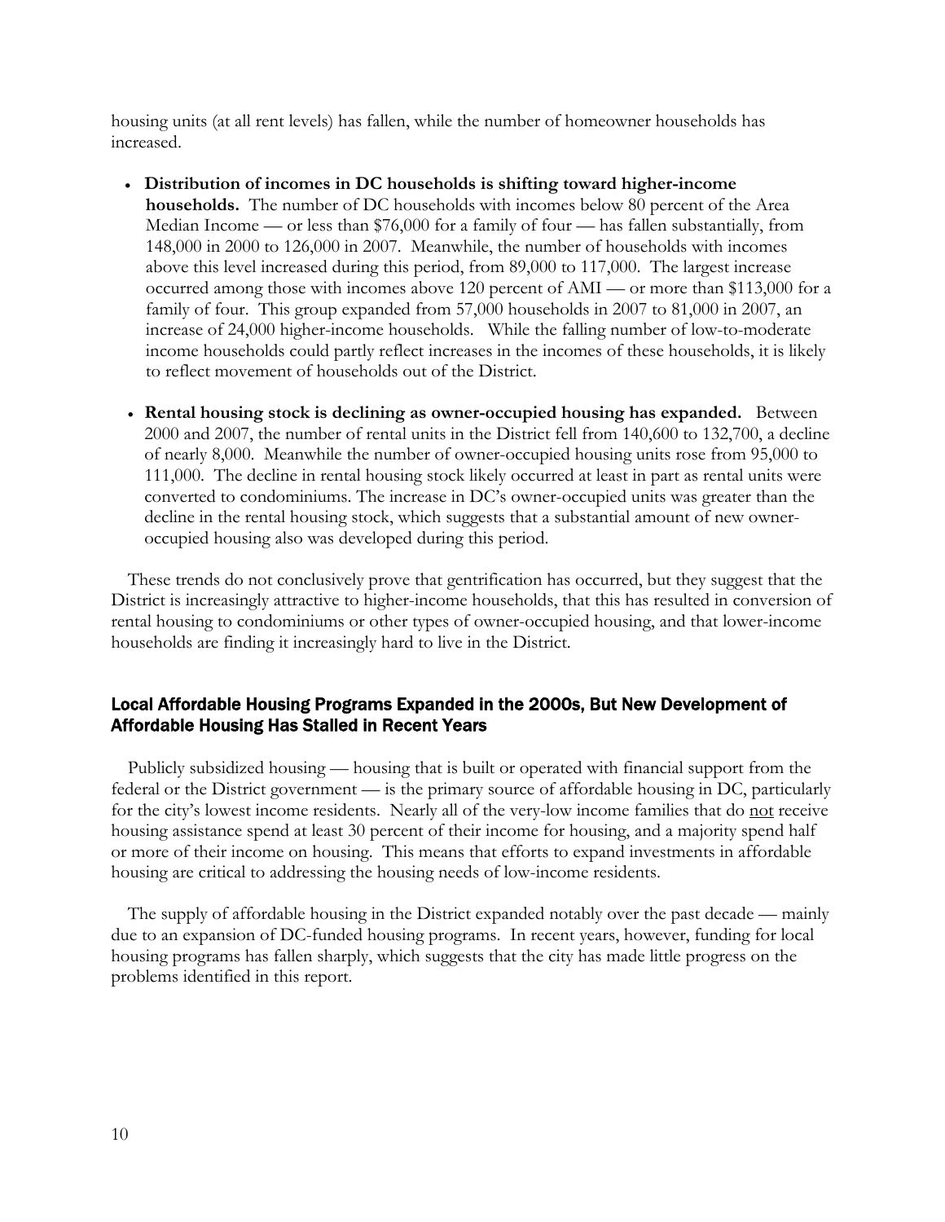housing units (at all rent levels) has fallen, while the number of homeowner households has increased.

- **Distribution of incomes in DC households is shifting toward higher-income households.** The number of DC households with incomes below 80 percent of the Area Median Income — or less than $76,000 for a family of four — has fallen substantially, from 148,000 in 2000 to 126,000 in 2007. Meanwhile, the number of households with incomes above this level increased during this period, from 89,000 to 117,000. The largest increase occurred among those with incomes above 120 percent of AMI — or more than $113,000 for a family of four. This group expanded from 57,000 households in 2007 to 81,000 in 2007, an increase of 24,000 higher-income households. While the falling number of low-to-moderate income households could partly reflect increases in the incomes of these households, it is likely to reflect movement of households out of the District.

- **Rental housing stock is declining as owner-occupied housing has expanded.** Between 2000 and 2007, the number of rental units in the District fell from 140,600 to 132,700, a decline of nearly 8,000. Meanwhile the number of owner-occupied housing units rose from 95,000 to 111,000. The decline in rental housing stock likely occurred at least in part as rental units were converted to condominiums. The increase in DC's owner-occupied units was greater than the decline in the rental housing stock, which suggests that a substantial amount of new owner-occupied housing also was developed during this period.

These trends do not conclusively prove that gentrification has occurred, but they suggest that the District is increasingly attractive to higher-income households, that this has resulted in conversion of rental housing to condominiums or other types of owner-occupied housing, and that lower-income households are finding it increasingly hard to live in the District.

## Local Affordable Housing Programs Expanded in the 2000s, But New Development of Affordable Housing Has Stalled in Recent Years

Publicly subsidized housing — housing that is built or operated with financial support from the federal or the District government — is the primary source of affordable housing in DC, particularly for the city's lowest income residents. Nearly all of the very-low income families that do not receive housing assistance spend at least 30 percent of their income for housing, and a majority spend half or more of their income on housing. This means that efforts to expand investments in affordable housing are critical to addressing the housing needs of low-income residents.

The supply of affordable housing in the District expanded notably over the past decade — mainly due to an expansion of DC-funded housing programs. In recent years, however, funding for local housing programs has fallen sharply, which suggests that the city has made little progress on the problems identified in this report.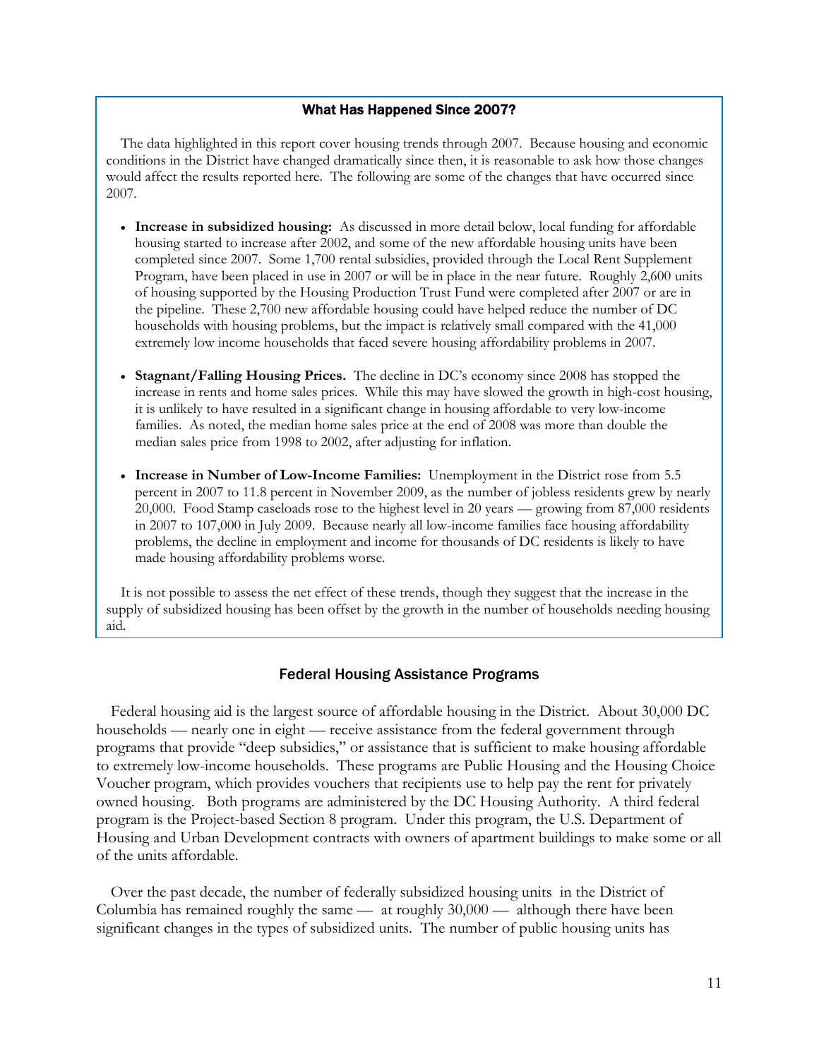### What Has Happened Since 2007?

The data highlighted in this report cover housing trends through 2007. Because housing and economic conditions in the District have changed dramatically since then, it is reasonable to ask how those changes would affect the results reported here. The following are some of the changes that have occurred since 2007.

- **Increase in subsidized housing:** As discussed in more detail below, local funding for affordable housing started to increase after 2002, and some of the new affordable housing units have been completed since 2007. Some 1,700 rental subsidies, provided through the Local Rent Supplement Program, have been placed in use in 2007 or will be in place in the near future. Roughly 2,600 units of housing supported by the Housing Production Trust Fund were completed after 2007 or are in the pipeline. These 2,700 new affordable housing could have helped reduce the number of DC households with housing problems, but the impact is relatively small compared with the 41,000 extremely low income households that faced severe housing affordability problems in 2007.

- **Stagnant/Falling Housing Prices.** The decline in DC's economy since 2008 has stopped the increase in rents and home sales prices. While this may have slowed the growth in high-cost housing, it is unlikely to have resulted in a significant change in housing affordable to very low-income families. As noted, the median home sales price at the end of 2008 was more than double the median sales price from 1998 to 2002, after adjusting for inflation.

- **Increase in Number of Low-Income Families:** Unemployment in the District rose from 5.5 percent in 2007 to 11.8 percent in November 2009, as the number of jobless residents grew by nearly 20,000. Food Stamp caseloads rose to the highest level in 20 years — growing from 87,000 residents in 2007 to 107,000 in July 2009. Because nearly all low-income families face housing affordability problems, the decline in employment and income for thousands of DC residents is likely to have made housing affordability problems worse.

It is not possible to assess the net effect of these trends, though they suggest that the increase in the supply of subsidized housing has been offset by the growth in the number of households needing housing aid.

## Federal Housing Assistance Programs

Federal housing aid is the largest source of affordable housing in the District. About 30,000 DC households — nearly one in eight — receive assistance from the federal government through programs that provide "deep subsidies," or assistance that is sufficient to make housing affordable to extremely low-income households. These programs are Public Housing and the Housing Choice Voucher program, which provides vouchers that recipients use to help pay the rent for privately owned housing. Both programs are administered by the DC Housing Authority. A third federal program is the Project-based Section 8 program. Under this program, the U.S. Department of Housing and Urban Development contracts with owners of apartment buildings to make some or all of the units affordable.

Over the past decade, the number of federally subsidized housing units in the District of Columbia has remained roughly the same — at roughly 30,000 — although there have been significant changes in the types of subsidized units. The number of public housing units has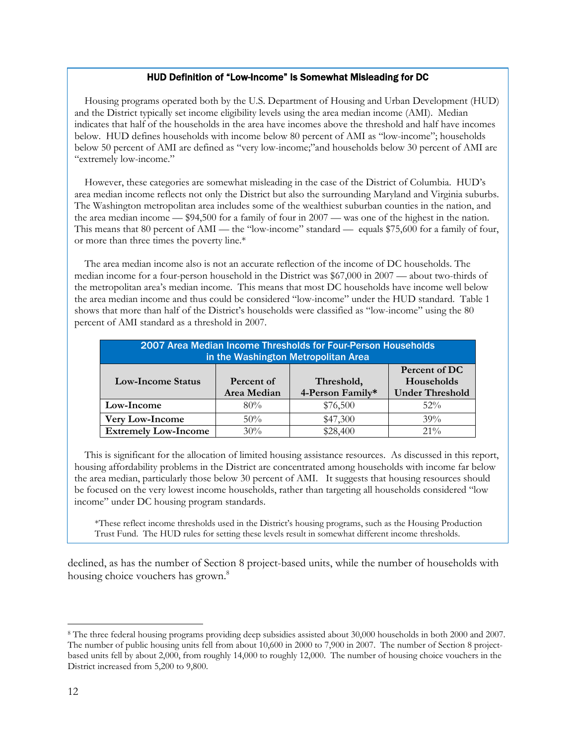### HUD Definition of "Low-Income" Is Somewhat Misleading for DC

Housing programs operated both by the U.S. Department of Housing and Urban Development (HUD) and the District typically set income eligibility levels using the area median income (AMI). Median indicates that half of the households in the area have incomes above the threshold and half have incomes below. HUD defines households with income below 80 percent of AMI as "low-income"; households below 50 percent of AMI are defined as "very low-income;"and households below 30 percent of AMI are "extremely low-income."

However, these categories are somewhat misleading in the case of the District of Columbia. HUD's area median income reflects not only the District but also the surrounding Maryland and Virginia suburbs. The Washington metropolitan area includes some of the wealthiest suburban counties in the nation, and the area median income — $94,500 for a family of four in 2007 — was one of the highest in the nation. This means that 80 percent of AMI — the "low-income" standard — equals $75,600 for a family of four, or more than three times the poverty line.*

The area median income also is not an accurate reflection of the income of DC households. The median income for a four-person household in the District was $67,000 in 2007 — about two-thirds of the metropolitan area's median income. This means that most DC households have income well below the area median income and thus could be considered "low-income" under the HUD standard. Table 1 shows that more than half of the District's households were classified as "low-income" using the 80 percent of AMI standard as a threshold in 2007.

**2007 Area Median Income Thresholds for Four-Person Households in the Washington Metropolitan Area**

| Low-Income Status | Percent of Area Median | Threshold, 4-Person Family* | Percent of DC Households Under Threshold |
|---|---|---|---|
| **Low-Income** | 80% | $76,500 | 52% |
| **Very Low-Income** | 50% | $47,300 | 39% |
| **Extremely Low-Income** | 30% | $28,400 | 21% |

This is significant for the allocation of limited housing assistance resources. As discussed in this report, housing affordability problems in the District are concentrated among households with income far below the area median, particularly those below 30 percent of AMI. It suggests that housing resources should be focused on the very lowest income households, rather than targeting all households considered "low income" under DC housing program standards.

*These reflect income thresholds used in the District's housing programs, such as the Housing Production Trust Fund. The HUD rules for setting these levels result in somewhat different income thresholds.

declined, as has the number of Section 8 project-based units, while the number of households with housing choice vouchers has grown.[8]

[8] The three federal housing programs providing deep subsidies assisted about 30,000 households in both 2000 and 2007. The number of public housing units fell from about 10,600 in 2000 to 7,900 in 2007. The number of Section 8 project-based units fell by about 2,000, from roughly 14,000 to roughly 12,000. The number of housing choice vouchers in the District increased from 5,200 to 9,800.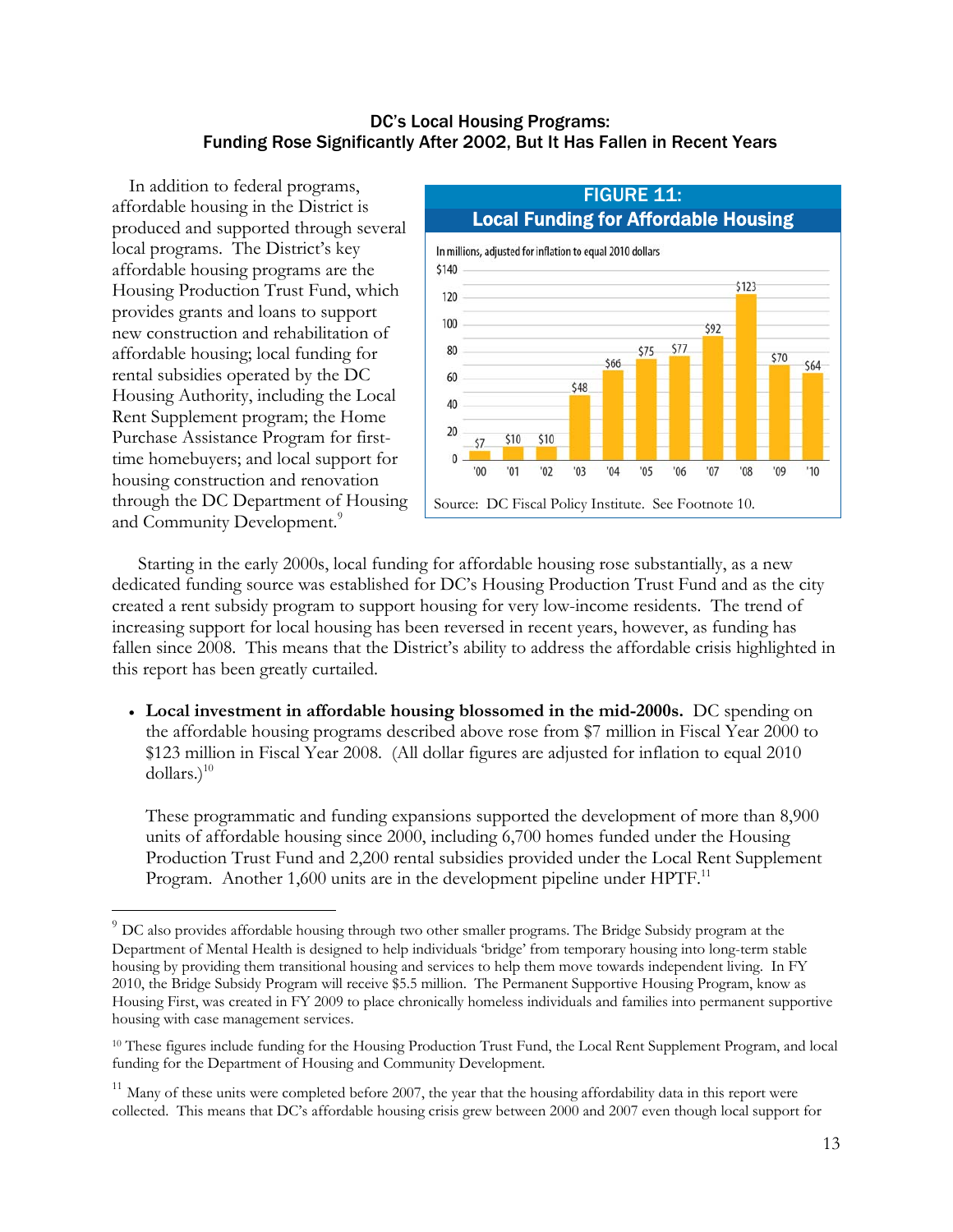## DC's Local Housing Programs: Funding Rose Significantly After 2002, But It Has Fallen in Recent Years

In addition to federal programs, affordable housing in the District is produced and supported through several local programs. The District's key affordable housing programs are the Housing Production Trust Fund, which provides grants and loans to support new construction and rehabilitation of affordable housing; local funding for rental subsidies operated by the DC Housing Authority, including the Local Rent Supplement program; the Home Purchase Assistance Program for first-time homebuyers; and local support for housing construction and renovation through the DC Department of Housing and Community Development.[9]

**FIGURE 11: Local Funding for Affordable Housing**

In millions, adjusted for inflation to equal 2010 dollars

| Year | '00 | '01 | '02 | '03 | '04 | '05 | '06 | '07 | '08 | '09 | '10 |
|---|---|---|---|---|---|---|---|---|---|---|---|
| Funding | $7 | $10 | $10 | $48 | $66 | $75 | $77 | $92 | $123 | $70 | $64 |

Source: DC Fiscal Policy Institute. See Footnote 10.

Starting in the early 2000s, local funding for affordable housing rose substantially, as a new dedicated funding source was established for DC's Housing Production Trust Fund and as the city created a rent subsidy program to support housing for very low-income residents. The trend of increasing support for local housing has been reversed in recent years, however, as funding has fallen since 2008. This means that the District's ability to address the affordable crisis highlighted in this report has been greatly curtailed.

- **Local investment in affordable housing blossomed in the mid-2000s.** DC spending on the affordable housing programs described above rose from $7 million in Fiscal Year 2000 to $123 million in Fiscal Year 2008. (All dollar figures are adjusted for inflation to equal 2010 dollars.)[10]

  These programmatic and funding expansions supported the development of more than 8,900 units of affordable housing since 2000, including 6,700 homes funded under the Housing Production Trust Fund and 2,200 rental subsidies provided under the Local Rent Supplement Program. Another 1,600 units are in the development pipeline under HPTF.[11]

---

[9] DC also provides affordable housing through two other smaller programs. The Bridge Subsidy program at the Department of Mental Health is designed to help individuals 'bridge' from temporary housing into long-term stable housing by providing them transitional housing and services to help them move towards independent living. In FY 2010, the Bridge Subsidy Program will receive $5.5 million. The Permanent Supportive Housing Program, know as Housing First, was created in FY 2009 to place chronically homeless individuals and families into permanent supportive housing with case management services.

[10] These figures include funding for the Housing Production Trust Fund, the Local Rent Supplement Program, and local funding for the Department of Housing and Community Development.

[11] Many of these units were completed before 2007, the year that the housing affordability data in this report were collected. This means that DC's affordable housing crisis grew between 2000 and 2007 even though local support for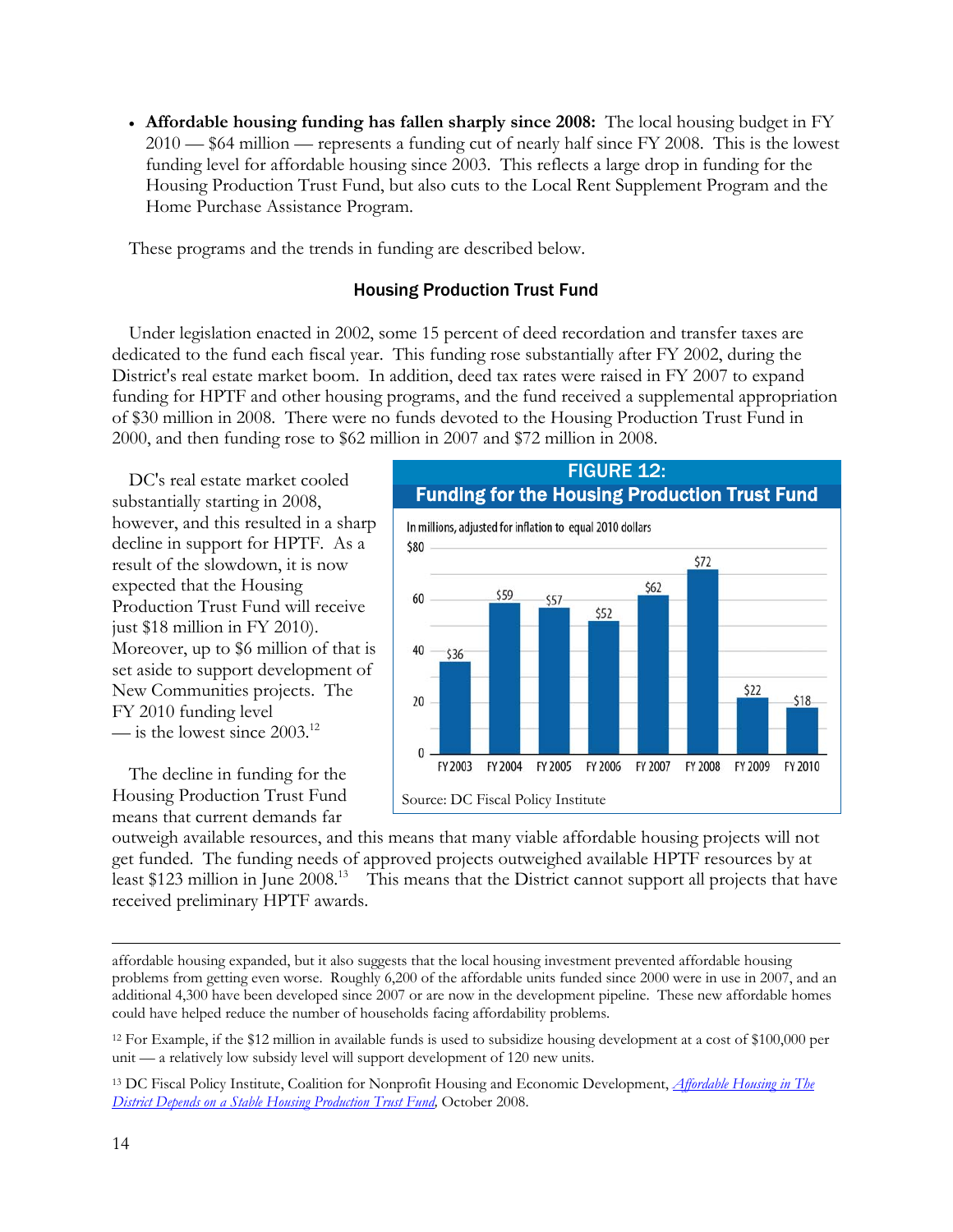- **Affordable housing funding has fallen sharply since 2008:** The local housing budget in FY 2010 — $64 million — represents a funding cut of nearly half since FY 2008. This is the lowest funding level for affordable housing since 2003. This reflects a large drop in funding for the Housing Production Trust Fund, but also cuts to the Local Rent Supplement Program and the Home Purchase Assistance Program.

These programs and the trends in funding are described below.

### Housing Production Trust Fund

Under legislation enacted in 2002, some 15 percent of deed recordation and transfer taxes are dedicated to the fund each fiscal year. This funding rose substantially after FY 2002, during the District's real estate market boom. In addition, deed tax rates were raised in FY 2007 to expand funding for HPTF and other housing programs, and the fund received a supplemental appropriation of $30 million in 2008. There were no funds devoted to the Housing Production Trust Fund in 2000, and then funding rose to $62 million in 2007 and $72 million in 2008.

DC's real estate market cooled substantially starting in 2008, however, and this resulted in a sharp decline in support for HPTF. As a result of the slowdown, it is now expected that the Housing Production Trust Fund will receive just $18 million in FY 2010). Moreover, up to $6 million of that is set aside to support development of New Communities projects. The FY 2010 funding level — is the lowest since 2003.[12]

**FIGURE 12: Funding for the Housing Production Trust Fund**

In millions, adjusted for inflation to equal 2010 dollars

| FY 2003 | FY 2004 | FY 2005 | FY 2006 | FY 2007 | FY 2008 | FY 2009 | FY 2010 |
|---|---|---|---|---|---|---|---|
| $36 | $59 | $57 | $52 | $62 | $72 | $22 | $18 |

Source: DC Fiscal Policy Institute

The decline in funding for the Housing Production Trust Fund means that current demands far outweigh available resources, and this means that many viable affordable housing projects will not get funded. The funding needs of approved projects outweighed available HPTF resources by at least $123 million in June 2008.[13] This means that the District cannot support all projects that have received preliminary HPTF awards.

---

affordable housing expanded, but it also suggests that the local housing investment prevented affordable housing problems from getting even worse. Roughly 6,200 of the affordable units funded since 2000 were in use in 2007, and an additional 4,300 have been developed since 2007 or are now in the development pipeline. These new affordable homes could have helped reduce the number of households facing affordability problems.

[12] For Example, if the $12 million in available funds is used to subsidize housing development at a cost of $100,000 per unit — a relatively low subsidy level will support development of 120 new units.

[13] DC Fiscal Policy Institute, Coalition for Nonprofit Housing and Economic Development, *Affordable Housing in The District Depends on a Stable Housing Production Trust Fund*, October 2008.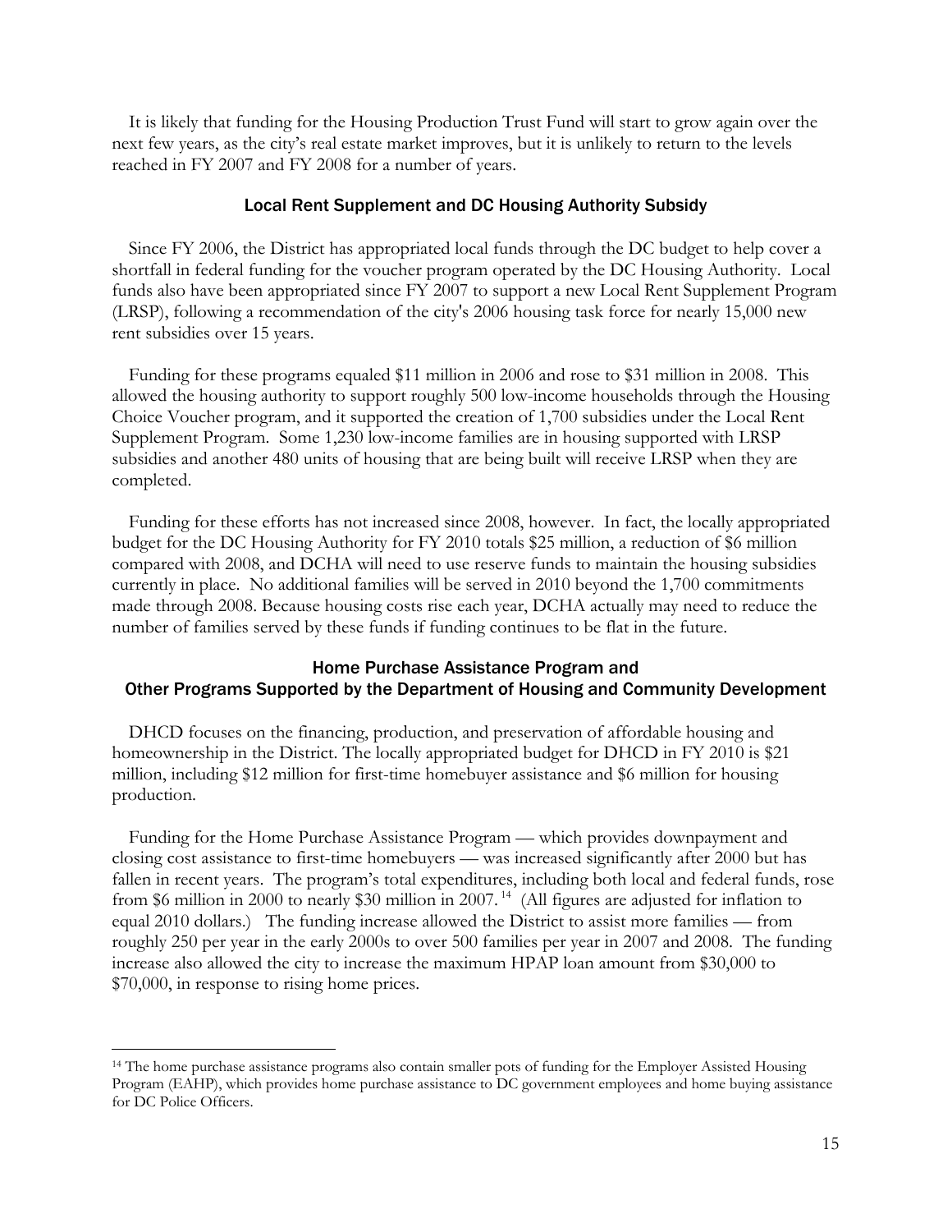It is likely that funding for the Housing Production Trust Fund will start to grow again over the next few years, as the city's real estate market improves, but it is unlikely to return to the levels reached in FY 2007 and FY 2008 for a number of years.

### Local Rent Supplement and DC Housing Authority Subsidy

Since FY 2006, the District has appropriated local funds through the DC budget to help cover a shortfall in federal funding for the voucher program operated by the DC Housing Authority. Local funds also have been appropriated since FY 2007 to support a new Local Rent Supplement Program (LRSP), following a recommendation of the city's 2006 housing task force for nearly 15,000 new rent subsidies over 15 years.

Funding for these programs equaled $11 million in 2006 and rose to $31 million in 2008. This allowed the housing authority to support roughly 500 low-income households through the Housing Choice Voucher program, and it supported the creation of 1,700 subsidies under the Local Rent Supplement Program. Some 1,230 low-income families are in housing supported with LRSP subsidies and another 480 units of housing that are being built will receive LRSP when they are completed.

Funding for these efforts has not increased since 2008, however. In fact, the locally appropriated budget for the DC Housing Authority for FY 2010 totals $25 million, a reduction of $6 million compared with 2008, and DCHA will need to use reserve funds to maintain the housing subsidies currently in place. No additional families will be served in 2010 beyond the 1,700 commitments made through 2008. Because housing costs rise each year, DCHA actually may need to reduce the number of families served by these funds if funding continues to be flat in the future.

### Home Purchase Assistance Program and Other Programs Supported by the Department of Housing and Community Development

DHCD focuses on the financing, production, and preservation of affordable housing and homeownership in the District. The locally appropriated budget for DHCD in FY 2010 is $21 million, including $12 million for first-time homebuyer assistance and $6 million for housing production.

Funding for the Home Purchase Assistance Program — which provides downpayment and closing cost assistance to first-time homebuyers — was increased significantly after 2000 but has fallen in recent years. The program's total expenditures, including both local and federal funds, rose from $6 million in 2000 to nearly $30 million in 2007.[14] (All figures are adjusted for inflation to equal 2010 dollars.) The funding increase allowed the District to assist more families — from roughly 250 per year in the early 2000s to over 500 families per year in 2007 and 2008. The funding increase also allowed the city to increase the maximum HPAP loan amount from $30,000 to $70,000, in response to rising home prices.

---

[14] The home purchase assistance programs also contain smaller pots of funding for the Employer Assisted Housing Program (EAHP), which provides home purchase assistance to DC government employees and home buying assistance for DC Police Officers.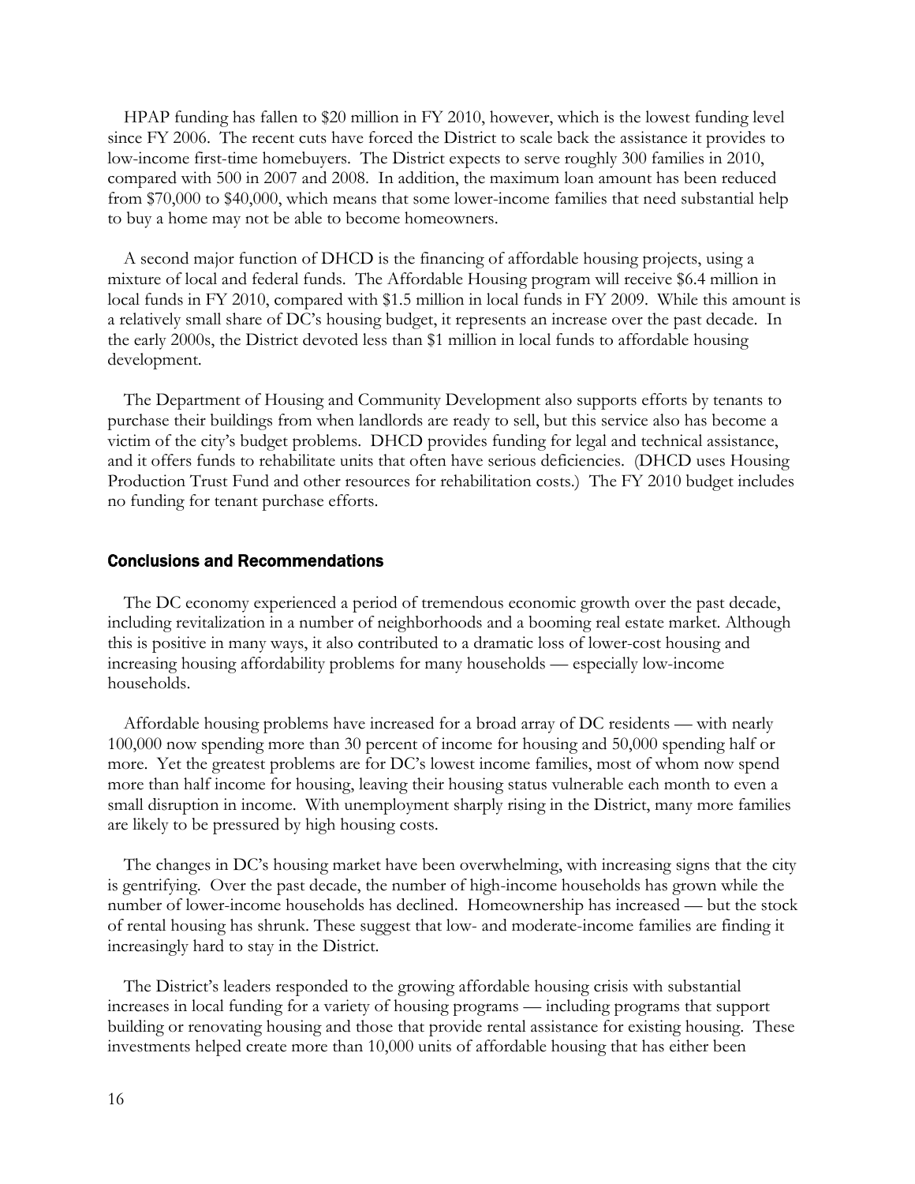HPAP funding has fallen to $20 million in FY 2010, however, which is the lowest funding level since FY 2006. The recent cuts have forced the District to scale back the assistance it provides to low-income first-time homebuyers. The District expects to serve roughly 300 families in 2010, compared with 500 in 2007 and 2008. In addition, the maximum loan amount has been reduced from $70,000 to $40,000, which means that some lower-income families that need substantial help to buy a home may not be able to become homeowners.

A second major function of DHCD is the financing of affordable housing projects, using a mixture of local and federal funds. The Affordable Housing program will receive $6.4 million in local funds in FY 2010, compared with $1.5 million in local funds in FY 2009. While this amount is a relatively small share of DC's housing budget, it represents an increase over the past decade. In the early 2000s, the District devoted less than $1 million in local funds to affordable housing development.

The Department of Housing and Community Development also supports efforts by tenants to purchase their buildings from when landlords are ready to sell, but this service also has become a victim of the city's budget problems. DHCD provides funding for legal and technical assistance, and it offers funds to rehabilitate units that often have serious deficiencies. (DHCD uses Housing Production Trust Fund and other resources for rehabilitation costs.) The FY 2010 budget includes no funding for tenant purchase efforts.

## Conclusions and Recommendations

The DC economy experienced a period of tremendous economic growth over the past decade, including revitalization in a number of neighborhoods and a booming real estate market. Although this is positive in many ways, it also contributed to a dramatic loss of lower-cost housing and increasing housing affordability problems for many households — especially low-income households.

Affordable housing problems have increased for a broad array of DC residents — with nearly 100,000 now spending more than 30 percent of income for housing and 50,000 spending half or more. Yet the greatest problems are for DC's lowest income families, most of whom now spend more than half income for housing, leaving their housing status vulnerable each month to even a small disruption in income. With unemployment sharply rising in the District, many more families are likely to be pressured by high housing costs.

The changes in DC's housing market have been overwhelming, with increasing signs that the city is gentrifying. Over the past decade, the number of high-income households has grown while the number of lower-income households has declined. Homeownership has increased — but the stock of rental housing has shrunk. These suggest that low- and moderate-income families are finding it increasingly hard to stay in the District.

The District's leaders responded to the growing affordable housing crisis with substantial increases in local funding for a variety of housing programs — including programs that support building or renovating housing and those that provide rental assistance for existing housing. These investments helped create more than 10,000 units of affordable housing that has either been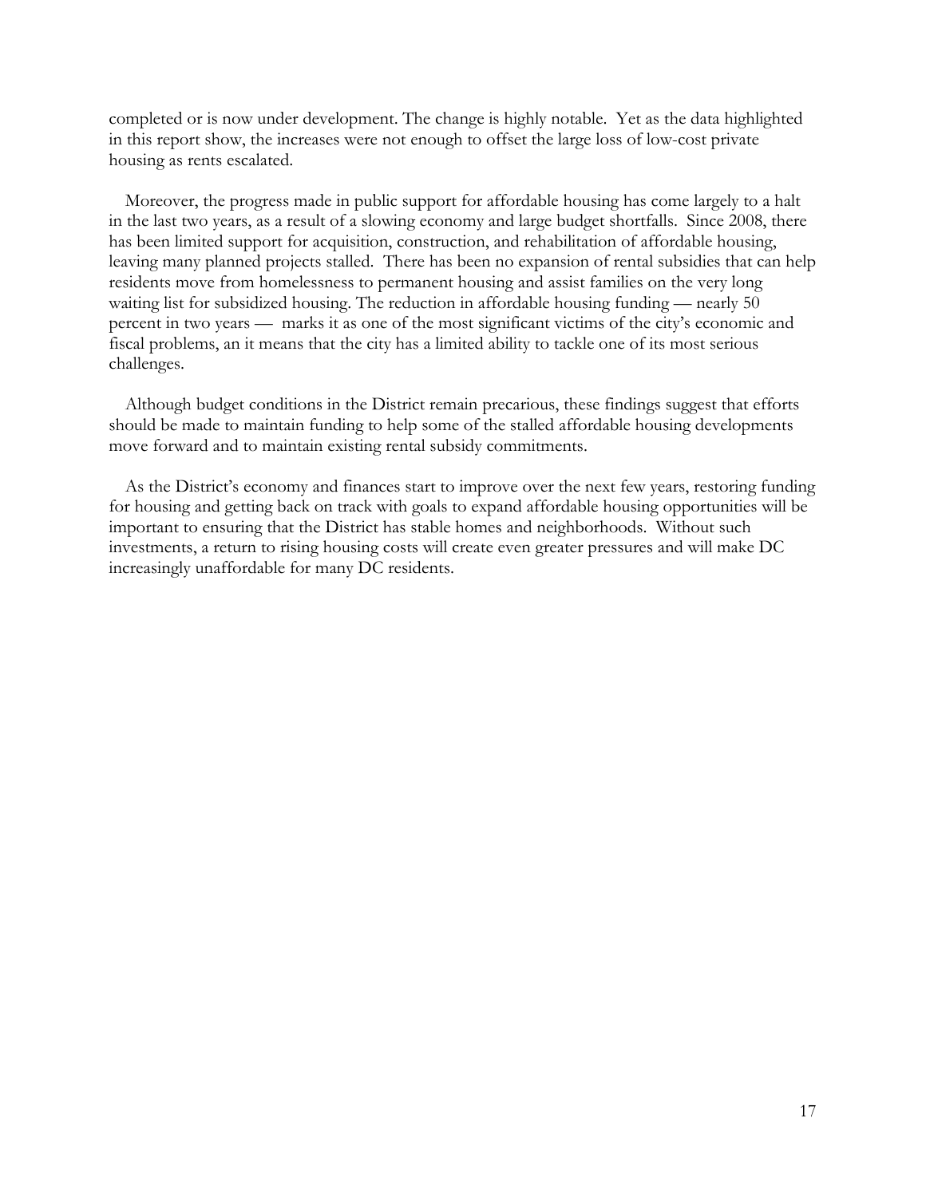completed or is now under development. The change is highly notable. Yet as the data highlighted in this report show, the increases were not enough to offset the large loss of low-cost private housing as rents escalated.

Moreover, the progress made in public support for affordable housing has come largely to a halt in the last two years, as a result of a slowing economy and large budget shortfalls. Since 2008, there has been limited support for acquisition, construction, and rehabilitation of affordable housing, leaving many planned projects stalled. There has been no expansion of rental subsidies that can help residents move from homelessness to permanent housing and assist families on the very long waiting list for subsidized housing. The reduction in affordable housing funding — nearly 50 percent in two years — marks it as one of the most significant victims of the city's economic and fiscal problems, an it means that the city has a limited ability to tackle one of its most serious challenges.

Although budget conditions in the District remain precarious, these findings suggest that efforts should be made to maintain funding to help some of the stalled affordable housing developments move forward and to maintain existing rental subsidy commitments.

As the District's economy and finances start to improve over the next few years, restoring funding for housing and getting back on track with goals to expand affordable housing opportunities will be important to ensuring that the District has stable homes and neighborhoods. Without such investments, a return to rising housing costs will create even greater pressures and will make DC increasingly unaffordable for many DC residents.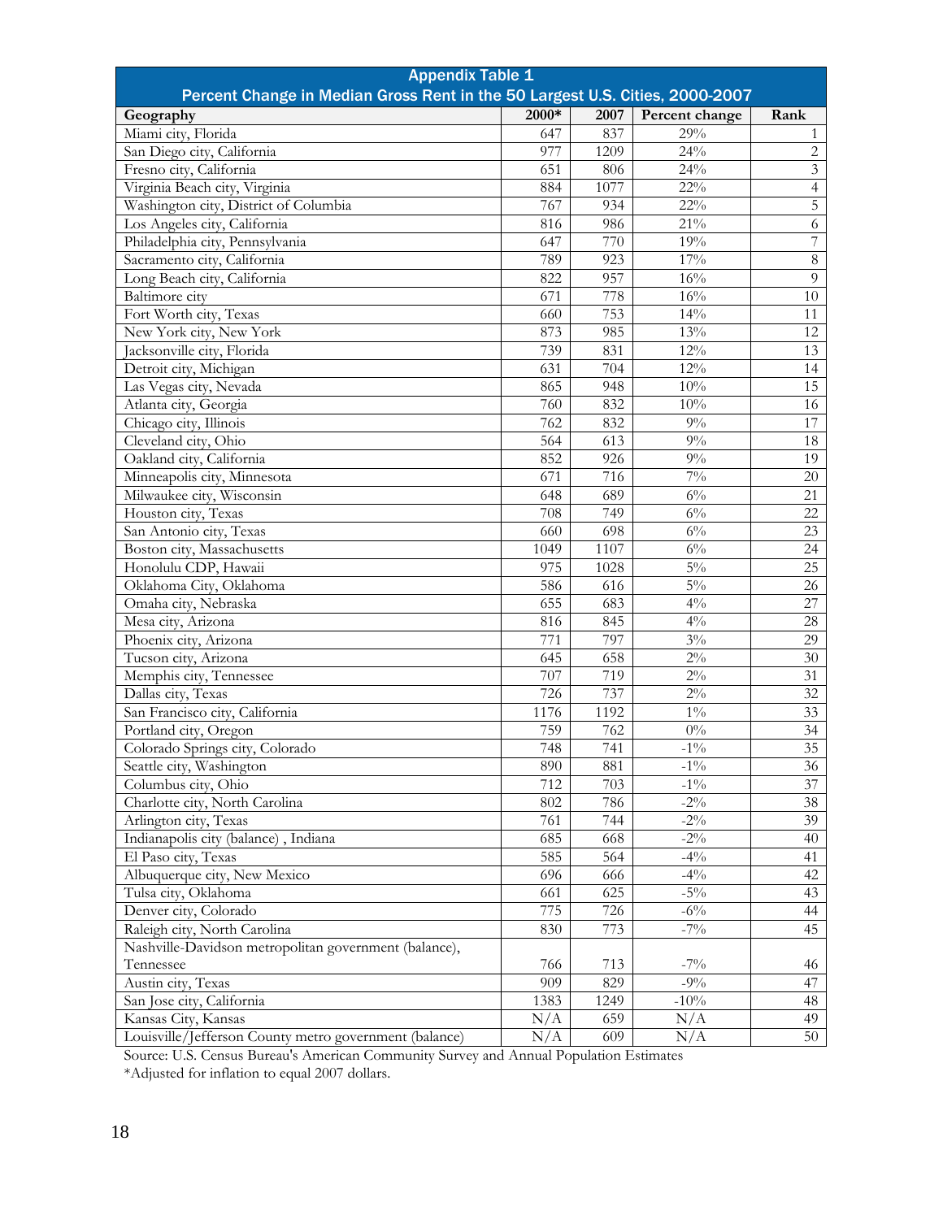## Appendix Table 1

### Percent Change in Median Gross Rent in the 50 Largest U.S. Cities, 2000-2007

| Geography | 2000* | 2007 | Percent change | Rank |
|---|---|---|---|---|
| Miami city, Florida | 647 | 837 | 29% | 1 |
| San Diego city, California | 977 | 1209 | 24% | 2 |
| Fresno city, California | 651 | 806 | 24% | 3 |
| Virginia Beach city, Virginia | 884 | 1077 | 22% | 4 |
| Washington city, District of Columbia | 767 | 934 | 22% | 5 |
| Los Angeles city, California | 816 | 986 | 21% | 6 |
| Philadelphia city, Pennsylvania | 647 | 770 | 19% | 7 |
| Sacramento city, California | 789 | 923 | 17% | 8 |
| Long Beach city, California | 822 | 957 | 16% | 9 |
| Baltimore city | 671 | 778 | 16% | 10 |
| Fort Worth city, Texas | 660 | 753 | 14% | 11 |
| New York city, New York | 873 | 985 | 13% | 12 |
| Jacksonville city, Florida | 739 | 831 | 12% | 13 |
| Detroit city, Michigan | 631 | 704 | 12% | 14 |
| Las Vegas city, Nevada | 865 | 948 | 10% | 15 |
| Atlanta city, Georgia | 760 | 832 | 10% | 16 |
| Chicago city, Illinois | 762 | 832 | 9% | 17 |
| Cleveland city, Ohio | 564 | 613 | 9% | 18 |
| Oakland city, California | 852 | 926 | 9% | 19 |
| Minneapolis city, Minnesota | 671 | 716 | 7% | 20 |
| Milwaukee city, Wisconsin | 648 | 689 | 6% | 21 |
| Houston city, Texas | 708 | 749 | 6% | 22 |
| San Antonio city, Texas | 660 | 698 | 6% | 23 |
| Boston city, Massachusetts | 1049 | 1107 | 6% | 24 |
| Honolulu CDP, Hawaii | 975 | 1028 | 5% | 25 |
| Oklahoma City, Oklahoma | 586 | 616 | 5% | 26 |
| Omaha city, Nebraska | 655 | 683 | 4% | 27 |
| Mesa city, Arizona | 816 | 845 | 4% | 28 |
| Phoenix city, Arizona | 771 | 797 | 3% | 29 |
| Tucson city, Arizona | 645 | 658 | 2% | 30 |
| Memphis city, Tennessee | 707 | 719 | 2% | 31 |
| Dallas city, Texas | 726 | 737 | 2% | 32 |
| San Francisco city, California | 1176 | 1192 | 1% | 33 |
| Portland city, Oregon | 759 | 762 | 0% | 34 |
| Colorado Springs city, Colorado | 748 | 741 | -1% | 35 |
| Seattle city, Washington | 890 | 881 | -1% | 36 |
| Columbus city, Ohio | 712 | 703 | -1% | 37 |
| Charlotte city, North Carolina | 802 | 786 | -2% | 38 |
| Arlington city, Texas | 761 | 744 | -2% | 39 |
| Indianapolis city (balance) , Indiana | 685 | 668 | -2% | 40 |
| El Paso city, Texas | 585 | 564 | -4% | 41 |
| Albuquerque city, New Mexico | 696 | 666 | -4% | 42 |
| Tulsa city, Oklahoma | 661 | 625 | -5% | 43 |
| Denver city, Colorado | 775 | 726 | -6% | 44 |
| Raleigh city, North Carolina | 830 | 773 | -7% | 45 |
| Nashville-Davidson metropolitan government (balance), Tennessee | 766 | 713 | -7% | 46 |
| Austin city, Texas | 909 | 829 | -9% | 47 |
| San Jose city, California | 1383 | 1249 | -10% | 48 |
| Kansas City, Kansas | N/A | 659 | N/A | 49 |
| Louisville/Jefferson County metro government (balance) | N/A | 609 | N/A | 50 |

Source: U.S. Census Bureau's American Community Survey and Annual Population Estimates

*Adjusted for inflation to equal 2007 dollars.